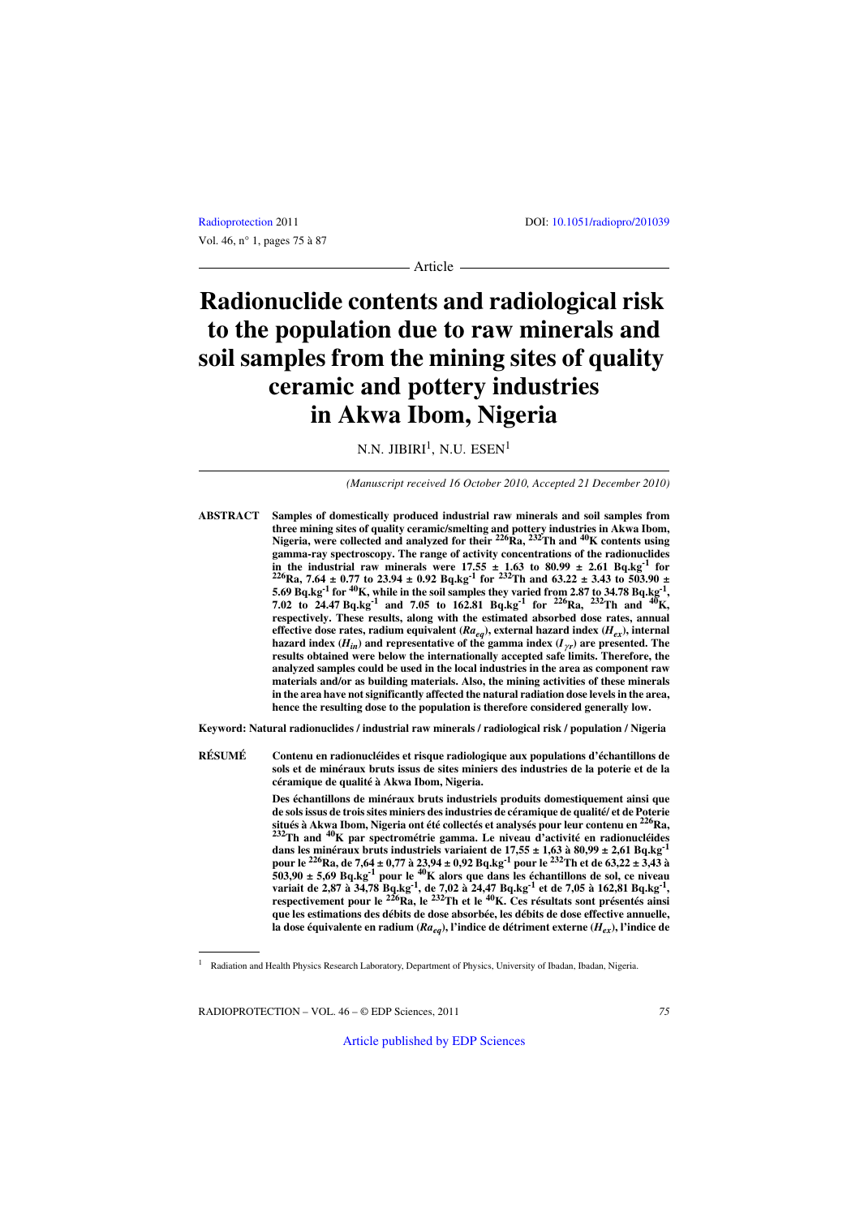Article

# Radionuclide contents and radiological risk to the population due to raw minerals and soil samples from the mining sites of quality ceramic and pottery industries in Akwa Ibom, Nigeria

N.N. JIBIRI[1], N.U. ESEN[1]

*(Manuscript received 16 October 2010, Accepted 21 December 2010)*

**ABSTRACT** **Samples of domestically produced industrial raw minerals and soil samples from three mining sites of quality ceramic/smelting and pottery industries in Akwa Ibom, Nigeria, were collected and analyzed for their $^{226}$Ra, $^{232}$Th and $^{40}$K contents using gamma-ray spectroscopy. The range of activity concentrations of the radionuclides in the industrial raw minerals were 17.55 ± 1.63 to 80.99 ± 2.61 Bq.kg$^{-1}$ for $^{226}$Ra, 7.64 ± 0.77 to 23.94 ± 0.92 Bq.kg$^{-1}$ for $^{232}$Th and 63.22 ± 3.43 to 503.90 ± 5.69 Bq.kg$^{-1}$ for $^{40}$K, while in the soil samples they varied from 2.87 to 34.78 Bq.kg$^{-1}$, 7.02 to 24.47 Bq.kg$^{-1}$ and 7.05 to 162.81 Bq.kg$^{-1}$ for $^{226}$Ra, $^{232}$Th and $^{40}$K, respectively. These results, along with the estimated absorbed dose rates, annual effective dose rates, radium equivalent ($Ra_{eq}$), external hazard index ($H_{ex}$), internal hazard index ($H_{in}$) and representative of the gamma index ($I_{\gamma r}$) are presented. The results obtained were below the internationally accepted safe limits. Therefore, the analyzed samples could be used in the local industries in the area as component raw materials and/or as building materials. Also, the mining activities of these minerals in the area have not significantly affected the natural radiation dose levels in the area, hence the resulting dose to the population is therefore considered generally low.**

**Keyword: Natural radionuclides / industrial raw minerals / radiological risk / population / Nigeria**

**RÉSUMÉ** **Contenu en radionucléides et risque radiologique aux populations d'échantillons de sols et de minéraux bruts issus de sites miniers des industries de la poterie et de la céramique de qualité à Akwa Ibom, Nigeria.**

**Des échantillons de minéraux bruts industriels produits domestiquement ainsi que de sols issus de trois sites miniers des industries de céramique de qualité/ et de Poterie situés à Akwa Ibom, Nigeria ont été collectés et analysés pour leur contenu en $^{226}$Ra, $^{232}$Th and $^{40}$K par spectrométrie gamma. Le niveau d'activité en radionucléides dans les minéraux bruts industriels variaient de 17,55 ± 1,63 à 80,99 ± 2,61 Bq.kg$^{-1}$ pour le $^{226}$Ra, de 7,64 ± 0,77 à 23,94 ± 0,92 Bq.kg$^{-1}$ pour le $^{232}$Th et de 63,22 ± 3,43 à 503,90 ± 5,69 Bq.kg$^{-1}$ pour le $^{40}$K alors que dans les échantillons de sol, ce niveau variait de 2,87 à 34,78 Bq.kg$^{-1}$, de 7,02 à 24,47 Bq.kg$^{-1}$ et de 7,05 à 162,81 Bq.kg$^{-1}$, respectivement pour le $^{226}$Ra, le $^{232}$Th et le $^{40}$K. Ces résultats sont présentés ainsi que les estimations des débits de dose absorbée, les débits de dose effective annuelle, la dose équivalente en radium ($Ra_{eq}$), l'indice de détriment externe ($H_{ex}$), l'indice de**

[1] Radiation and Health Physics Research Laboratory, Department of Physics, University of Ibadan, Ibadan, Nigeria.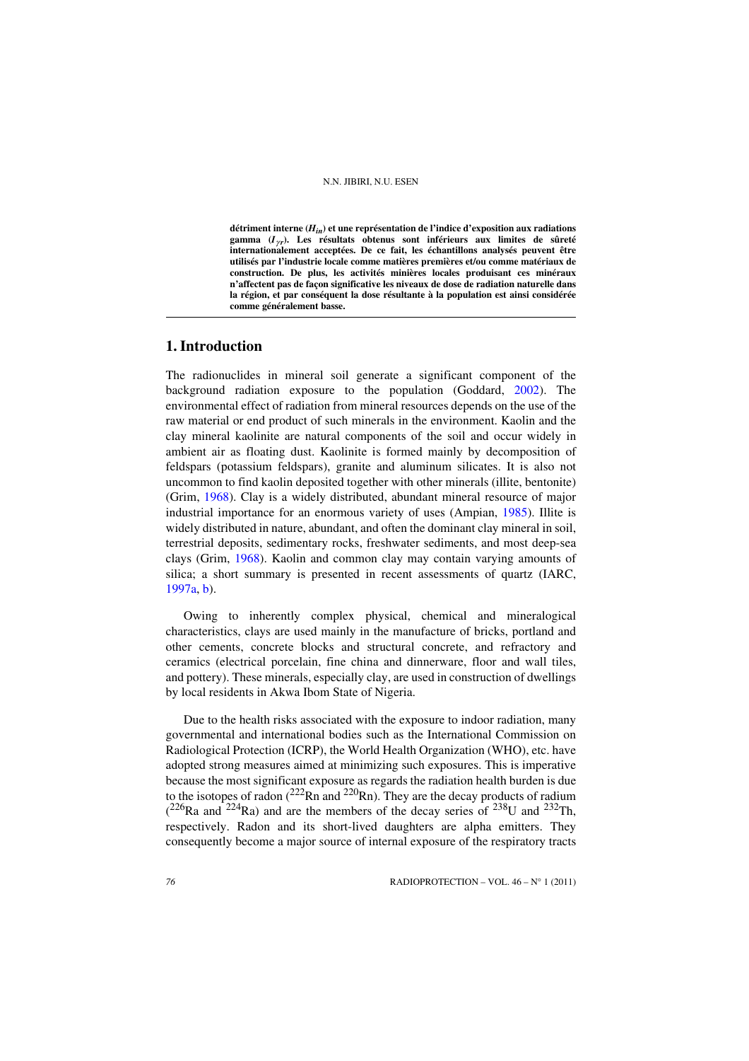**détriment interne ($H_{in}$) et une représentation de l'indice d'exposition aux radiations gamma ($I_{\gamma r}$). Les résultats obtenus sont inférieurs aux limites de sûreté internationalement acceptées. De ce fait, les échantillons analysés peuvent être utilisés par l'industrie locale comme matières premières et/ou comme matériaux de construction. De plus, les activités minières locales produisant ces minéraux n'affectent pas de façon significative les niveaux de dose de radiation naturelle dans la région, et par conséquent la dose résultante à la population est ainsi considérée comme généralement basse.**

## 1. Introduction

The radionuclides in mineral soil generate a significant component of the background radiation exposure to the population (Goddard, 2002). The environmental effect of radiation from mineral resources depends on the use of the raw material or end product of such minerals in the environment. Kaolin and the clay mineral kaolinite are natural components of the soil and occur widely in ambient air as floating dust. Kaolinite is formed mainly by decomposition of feldspars (potassium feldspars), granite and aluminum silicates. It is also not uncommon to find kaolin deposited together with other minerals (illite, bentonite) (Grim, 1968). Clay is a widely distributed, abundant mineral resource of major industrial importance for an enormous variety of uses (Ampian, 1985). Illite is widely distributed in nature, abundant, and often the dominant clay mineral in soil, terrestrial deposits, sedimentary rocks, freshwater sediments, and most deep-sea clays (Grim, 1968). Kaolin and common clay may contain varying amounts of silica; a short summary is presented in recent assessments of quartz (IARC, 1997a, b).

Owing to inherently complex physical, chemical and mineralogical characteristics, clays are used mainly in the manufacture of bricks, portland and other cements, concrete blocks and structural concrete, and refractory and ceramics (electrical porcelain, fine china and dinnerware, floor and wall tiles, and pottery). These minerals, especially clay, are used in construction of dwellings by local residents in Akwa Ibom State of Nigeria.

Due to the health risks associated with the exposure to indoor radiation, many governmental and international bodies such as the International Commission on Radiological Protection (ICRP), the World Health Organization (WHO), etc. have adopted strong measures aimed at minimizing such exposures. This is imperative because the most significant exposure as regards the radiation health burden is due to the isotopes of radon ($^{222}$Rn and $^{220}$Rn). They are the decay products of radium ($^{226}$Ra and $^{224}$Ra) and are the members of the decay series of $^{238}$U and $^{232}$Th, respectively. Radon and its short-lived daughters are alpha emitters. They consequently become a major source of internal exposure of the respiratory tracts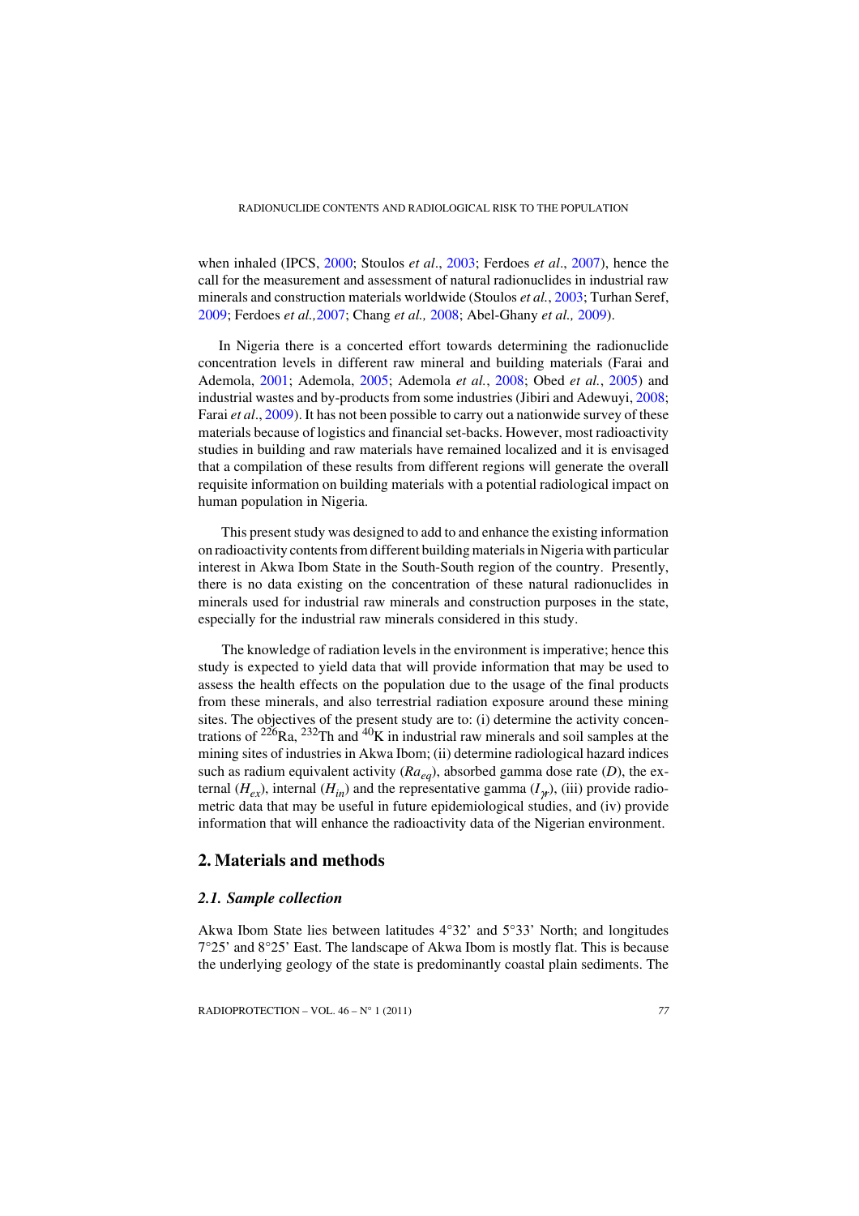when inhaled (IPCS, 2000; Stoulos *et al*., 2003; Ferdoes *et al*., 2007), hence the call for the measurement and assessment of natural radionuclides in industrial raw minerals and construction materials worldwide (Stoulos *et al.*, 2003; Turhan Seref, 2009; Ferdoes *et al.,*2007; Chang *et al.,* 2008; Abel-Ghany *et al.,* 2009).

In Nigeria there is a concerted effort towards determining the radionuclide concentration levels in different raw mineral and building materials (Farai and Ademola, 2001; Ademola, 2005; Ademola *et al.*, 2008; Obed *et al.*, 2005) and industrial wastes and by-products from some industries (Jibiri and Adewuyi, 2008; Farai *et al*., 2009). It has not been possible to carry out a nationwide survey of these materials because of logistics and financial set-backs. However, most radioactivity studies in building and raw materials have remained localized and it is envisaged that a compilation of these results from different regions will generate the overall requisite information on building materials with a potential radiological impact on human population in Nigeria.

This present study was designed to add to and enhance the existing information on radioactivity contents from different building materials in Nigeria with particular interest in Akwa Ibom State in the South-South region of the country. Presently, there is no data existing on the concentration of these natural radionuclides in minerals used for industrial raw minerals and construction purposes in the state, especially for the industrial raw minerals considered in this study.

The knowledge of radiation levels in the environment is imperative; hence this study is expected to yield data that will provide information that may be used to assess the health effects on the population due to the usage of the final products from these minerals, and also terrestrial radiation exposure around these mining sites. The objectives of the present study are to: (i) determine the activity concentrations of $^{226}$Ra, $^{232}$Th and $^{40}$K in industrial raw minerals and soil samples at the mining sites of industries in Akwa Ibom; (ii) determine radiological hazard indices such as radium equivalent activity ($Ra_{eq}$), absorbed gamma dose rate ($D$), the external ($H_{ex}$), internal ($H_{in}$) and the representative gamma ($I_{\gamma r}$), (iii) provide radiometric data that may be useful in future epidemiological studies, and (iv) provide information that will enhance the radioactivity data of the Nigerian environment.

## 2. Materials and methods

### *2.1. Sample collection*

Akwa Ibom State lies between latitudes 4°32' and 5°33' North; and longitudes 7°25' and 8°25' East. The landscape of Akwa Ibom is mostly flat. This is because the underlying geology of the state is predominantly coastal plain sediments. The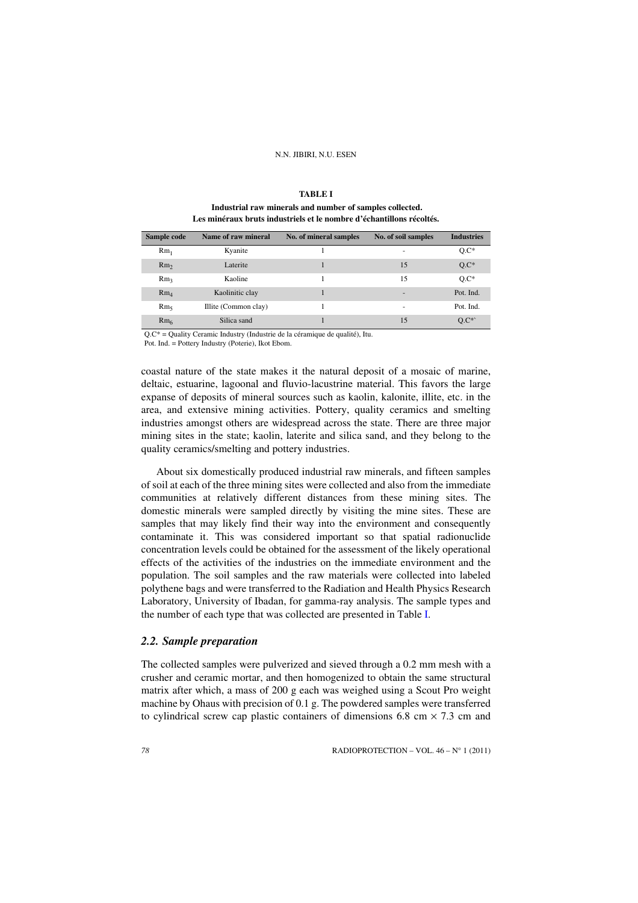**TABLE I**

**Industrial raw minerals and number of samples collected.**
**Les minéraux bruts industriels et le nombre d'échantillons récoltés.**

| Sample code | Name of raw mineral | No. of mineral samples | No. of soil samples | Industries |
|---|---|---|---|---|
| $Rm_1$ | Kyanite | 1 | - | Q.C* |
| $Rm_2$ | Laterite | 1 | 15 | Q.C* |
| $Rm_3$ | Kaoline | 1 | 15 | Q.C* |
| $Rm_4$ | Kaolinitic clay | 1 | - | Pot. Ind. |
| $Rm_5$ | Illite (Common clay) | 1 | - | Pot. Ind. |
| $Rm_6$ | Silica sand | 1 | 15 | Q.C*` |

Q.C* = Quality Ceramic Industry (Industrie de la céramique de qualité), Itu.
Pot. Ind. = Pottery Industry (Poterie), Ikot Ebom.

coastal nature of the state makes it the natural deposit of a mosaic of marine, deltaic, estuarine, lagoonal and fluvio-lacustrine material. This favors the large expanse of deposits of mineral sources such as kaolin, kalonite, illite, etc. in the area, and extensive mining activities. Pottery, quality ceramics and smelting industries amongst others are widespread across the state. There are three major mining sites in the state; kaolin, laterite and silica sand, and they belong to the quality ceramics/smelting and pottery industries.

About six domestically produced industrial raw minerals, and fifteen samples of soil at each of the three mining sites were collected and also from the immediate communities at relatively different distances from these mining sites. The domestic minerals were sampled directly by visiting the mine sites. These are samples that may likely find their way into the environment and consequently contaminate it. This was considered important so that spatial radionuclide concentration levels could be obtained for the assessment of the likely operational effects of the activities of the industries on the immediate environment and the population. The soil samples and the raw materials were collected into labeled polythene bags and were transferred to the Radiation and Health Physics Research Laboratory, University of Ibadan, for gamma-ray analysis. The sample types and the number of each type that was collected are presented in Table I.

### *2.2. Sample preparation*

The collected samples were pulverized and sieved through a 0.2 mm mesh with a crusher and ceramic mortar, and then homogenized to obtain the same structural matrix after which, a mass of 200 g each was weighed using a Scout Pro weight machine by Ohaus with precision of 0.1 g. The powdered samples were transferred to cylindrical screw cap plastic containers of dimensions 6.8 cm $\times$ 7.3 cm and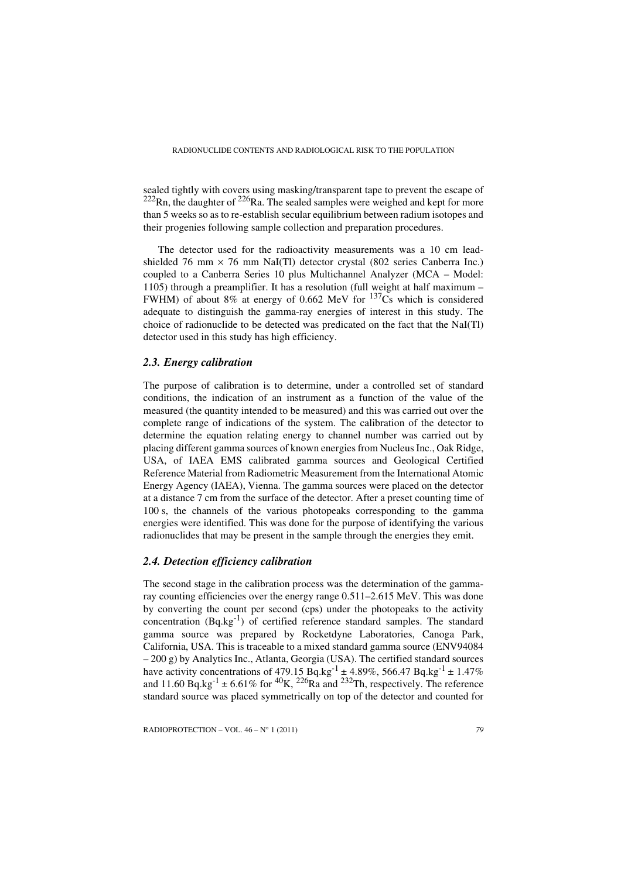sealed tightly with covers using masking/transparent tape to prevent the escape of $^{222}Rn$, the daughter of $^{226}Ra$. The sealed samples were weighed and kept for more than 5 weeks so as to re-establish secular equilibrium between radium isotopes and their progenies following sample collection and preparation procedures.

The detector used for the radioactivity measurements was a 10 cm lead-shielded 76 mm $\times$ 76 mm NaI(Tl) detector crystal (802 series Canberra Inc.) coupled to a Canberra Series 10 plus Multichannel Analyzer (MCA – Model: 1105) through a preamplifier. It has a resolution (full weight at half maximum – FWHM) of about 8% at energy of 0.662 MeV for $^{137}Cs$ which is considered adequate to distinguish the gamma-ray energies of interest in this study. The choice of radionuclide to be detected was predicated on the fact that the NaI(Tl) detector used in this study has high efficiency.

### *2.3. Energy calibration*

The purpose of calibration is to determine, under a controlled set of standard conditions, the indication of an instrument as a function of the value of the measured (the quantity intended to be measured) and this was carried out over the complete range of indications of the system. The calibration of the detector to determine the equation relating energy to channel number was carried out by placing different gamma sources of known energies from Nucleus Inc., Oak Ridge, USA, of IAEA EMS calibrated gamma sources and Geological Certified Reference Material from Radiometric Measurement from the International Atomic Energy Agency (IAEA), Vienna. The gamma sources were placed on the detector at a distance 7 cm from the surface of the detector. After a preset counting time of 100 s, the channels of the various photopeaks corresponding to the gamma energies were identified. This was done for the purpose of identifying the various radionuclides that may be present in the sample through the energies they emit.

### *2.4. Detection efficiency calibration*

The second stage in the calibration process was the determination of the gamma-ray counting efficiencies over the energy range 0.511–2.615 MeV. This was done by converting the count per second (cps) under the photopeaks to the activity concentration ($Bq.kg^{-1}$) of certified reference standard samples. The standard gamma source was prepared by Rocketdyne Laboratories, Canoga Park, California, USA. This is traceable to a mixed standard gamma source (ENV94084 – 200 g) by Analytics Inc., Atlanta, Georgia (USA). The certified standard sources have activity concentrations of 479.15 $Bq.kg^{-1} \pm 4.89\%$, 566.47 $Bq.kg^{-1} \pm 1.47\%$ and 11.60 $Bq.kg^{-1} \pm 6.61\%$ for $^{40}K$, $^{226}Ra$ and $^{232}Th$, respectively. The reference standard source was placed symmetrically on top of the detector and counted for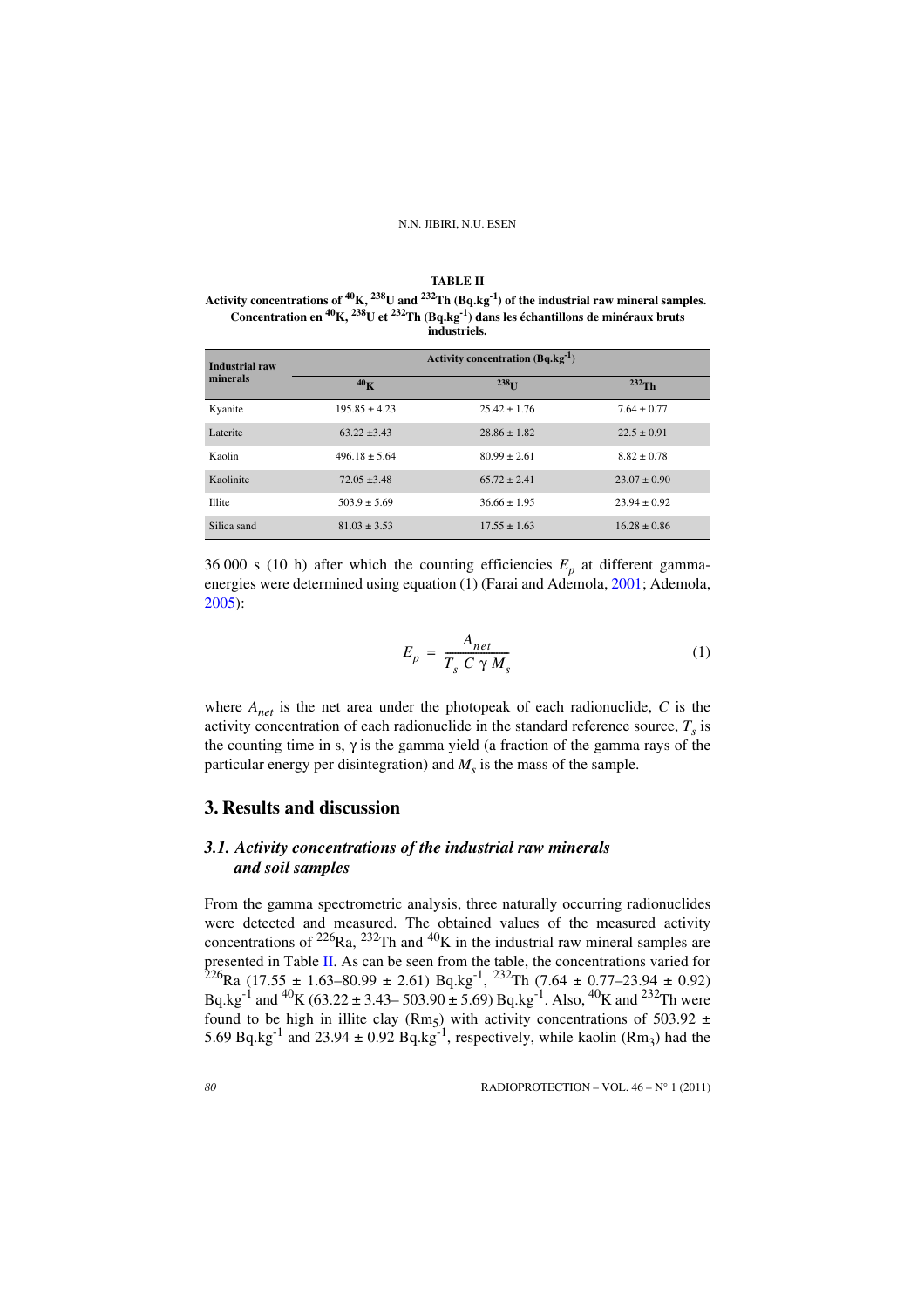**TABLE II**

**Activity concentrations of $^{40}$K, $^{238}$U and $^{232}$Th (Bq.kg$^{-1}$) of the industrial raw mineral samples. Concentration en $^{40}$K, $^{238}$U et $^{232}$Th (Bq.kg$^{-1}$) dans les échantillons de minéraux bruts industriels.**

| Industrial raw minerals | Activity concentration (Bq.kg$^{-1}$) | | |
|---|---|---|---|
| | $^{40}$K | $^{238}$U | $^{232}$Th |
| Kyanite | 195.85 ± 4.23 | 25.42 ± 1.76 | 7.64 ± 0.77 |
| Laterite | 63.22 ±3.43 | 28.86 ± 1.82 | 22.5 ± 0.91 |
| Kaolin | 496.18 ± 5.64 | 80.99 ± 2.61 | 8.82 ± 0.78 |
| Kaolinite | 72.05 ±3.48 | 65.72 ± 2.41 | 23.07 ± 0.90 |
| Illite | 503.9 ± 5.69 | 36.66 ± 1.95 | 23.94 ± 0.92 |
| Silica sand | 81.03 ± 3.53 | 17.55 ± 1.63 | 16.28 ± 0.86 |

36 000 s (10 h) after which the counting efficiencies $E_p$ at different gamma-energies were determined using equation (1) (Farai and Ademola, 2001; Ademola, 2005):

$$E_p = \frac{A_{net}}{T_s \, C \, \gamma \, M_s} \tag{1}$$

where $A_{net}$ is the net area under the photopeak of each radionuclide, $C$ is the activity concentration of each radionuclide in the standard reference source, $T_s$ is the counting time in s, γ is the gamma yield (a fraction of the gamma rays of the particular energy per disintegration) and $M_s$ is the mass of the sample.

## 3. Results and discussion

### 3.1. Activity concentrations of the industrial raw minerals and soil samples

From the gamma spectrometric analysis, three naturally occurring radionuclides were detected and measured. The obtained values of the measured activity concentrations of $^{226}$Ra, $^{232}$Th and $^{40}$K in the industrial raw mineral samples are presented in Table II. As can be seen from the table, the concentrations varied for $^{226}$Ra (17.55 ± 1.63–80.99 ± 2.61) Bq.kg$^{-1}$, $^{232}$Th (7.64 ± 0.77–23.94 ± 0.92) Bq.kg$^{-1}$ and $^{40}$K (63.22 ± 3.43– 503.90 ± 5.69) Bq.kg$^{-1}$. Also, $^{40}$K and $^{232}$Th were found to be high in illite clay (Rm$_5$) with activity concentrations of 503.92 ± 5.69 Bq.kg$^{-1}$ and 23.94 ± 0.92 Bq.kg$^{-1}$, respectively, while kaolin (Rm$_3$) had the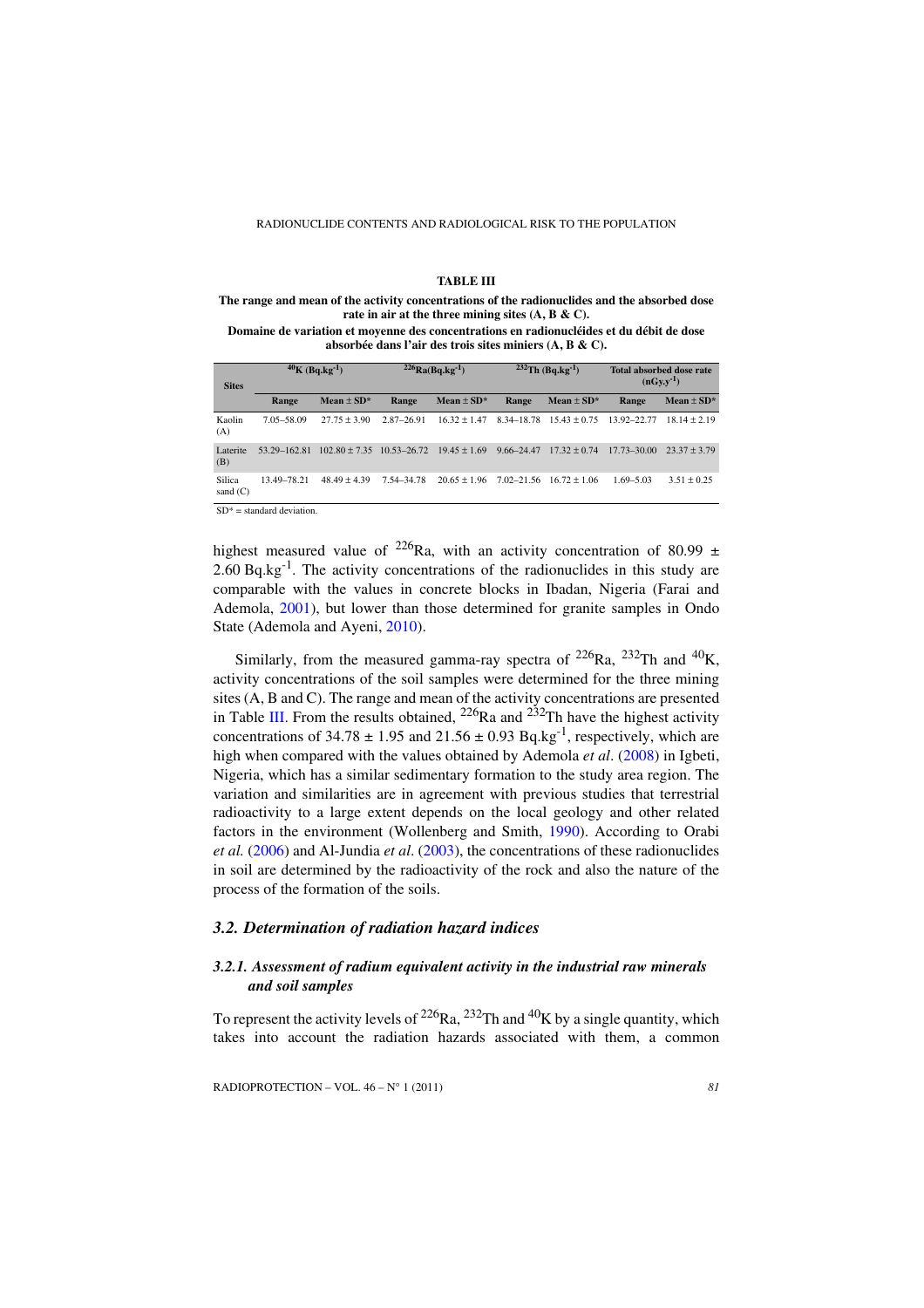**TABLE III**

**The range and mean of the activity concentrations of the radionuclides and the absorbed dose rate in air at the three mining sites (A, B & C).**

**Domaine de variation et moyenne des concentrations en radionucléides et du débit de dose absorbée dans l'air des trois sites miniers (A, B & C).**

| Sites | $^{40}$K (Bq.kg$^{-1}$) | | $^{226}$Ra(Bq.kg$^{-1}$) | | $^{232}$Th (Bq.kg$^{-1}$) | | Total absorbed dose rate (nGy.y$^{-1}$) | |
|---|---|---|---|---|---|---|---|---|
| | Range | Mean ± SD* | Range | Mean ± SD* | Range | Mean ± SD* | Range | Mean ± SD* |
| Kaolin (A) | 7.05–58.09 | 27.75 ± 3.90 | 2.87–26.91 | 16.32 ± 1.47 | 8.34–18.78 | 15.43 ± 0.75 | 13.92–22.77 | 18.14 ± 2.19 |
| Laterite (B) | 53.29–162.81 | 102.80 ± 7.35 | 10.53–26.72 | 19.45 ± 1.69 | 9.66–24.47 | 17.32 ± 0.74 | 17.73–30.00 | 23.37 ± 3.79 |
| Silica sand (C) | 13.49–78.21 | 48.49 ± 4.39 | 7.54–34.78 | 20.65 ± 1.96 | 7.02–21.56 | 16.72 ± 1.06 | 1.69–5.03 | 3.51 ± 0.25 |

SD* = standard deviation.

highest measured value of $^{226}$Ra, with an activity concentration of 80.99 ± 2.60 Bq.kg$^{-1}$. The activity concentrations of the radionuclides in this study are comparable with the values in concrete blocks in Ibadan, Nigeria (Farai and Ademola, 2001), but lower than those determined for granite samples in Ondo State (Ademola and Ayeni, 2010).

Similarly, from the measured gamma-ray spectra of $^{226}$Ra, $^{232}$Th and $^{40}$K, activity concentrations of the soil samples were determined for the three mining sites (A, B and C). The range and mean of the activity concentrations are presented in Table III. From the results obtained, $^{226}$Ra and $^{232}$Th have the highest activity concentrations of 34.78 ± 1.95 and 21.56 ± 0.93 Bq.kg$^{-1}$, respectively, which are high when compared with the values obtained by Ademola *et al*. (2008) in Igbeti, Nigeria, which has a similar sedimentary formation to the study area region. The variation and similarities are in agreement with previous studies that terrestrial radioactivity to a large extent depends on the local geology and other related factors in the environment (Wollenberg and Smith, 1990). According to Orabi *et al.* (2006) and Al-Jundia *et al*. (2003), the concentrations of these radionuclides in soil are determined by the radioactivity of the rock and also the nature of the process of the formation of the soils.

## *3.2. Determination of radiation hazard indices*

### *3.2.1. Assessment of radium equivalent activity in the industrial raw minerals and soil samples*

To represent the activity levels of $^{226}$Ra, $^{232}$Th and $^{40}$K by a single quantity, which takes into account the radiation hazards associated with them, a common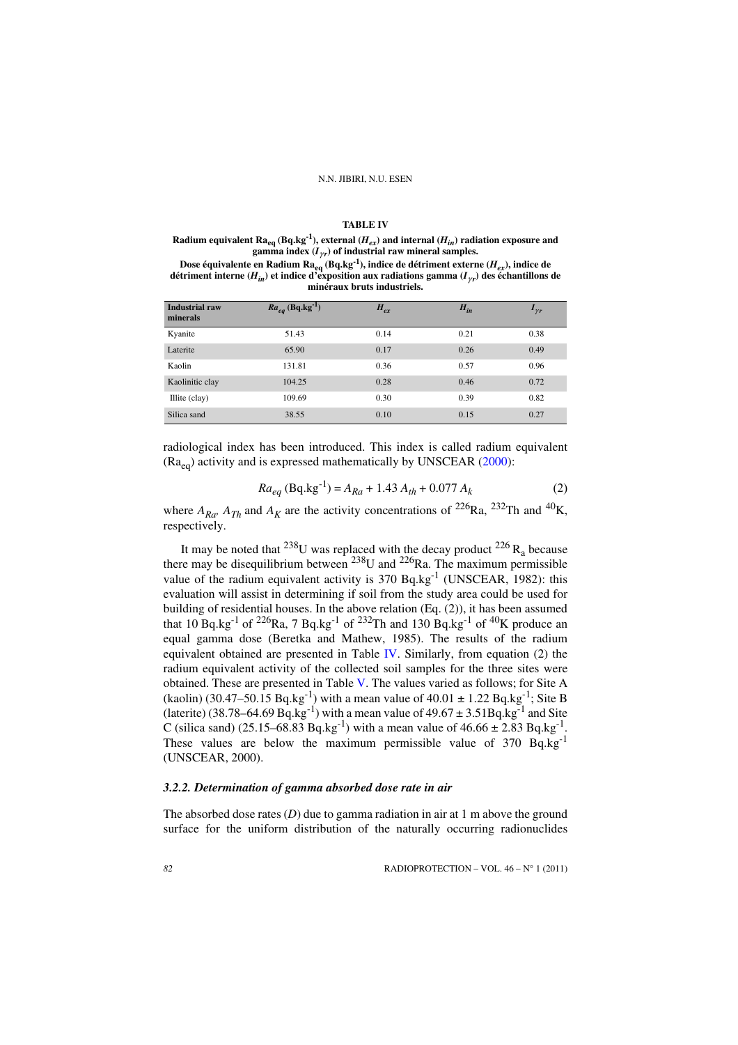**TABLE IV**

**Radium equivalent $Ra_{eq}$ ($Bq.kg^{-1}$), external ($H_{ex}$) and internal ($H_{in}$) radiation exposure and gamma index ($I_{\gamma r}$) of industrial raw mineral samples.**

**Dose équivalente en Radium $Ra_{eq}$ ($Bq.kg^{-1}$), indice de détriment externe ($H_{ex}$), indice de détriment interne ($H_{in}$) et indice d'exposition aux radiations gamma ($I_{\gamma r}$) des échantillons de minéraux bruts industriels.**

| Industrial raw minerals | $Ra_{eq}$ ($Bq.kg^{-1}$) | $H_{ex}$ | $H_{in}$ | $I_{\gamma r}$ |
|---|---|---|---|---|
| Kyanite | 51.43 | 0.14 | 0.21 | 0.38 |
| Laterite | 65.90 | 0.17 | 0.26 | 0.49 |
| Kaolin | 131.81 | 0.36 | 0.57 | 0.96 |
| Kaolinitic clay | 104.25 | 0.28 | 0.46 | 0.72 |
| Illite (clay) | 109.69 | 0.30 | 0.39 | 0.82 |
| Silica sand | 38.55 | 0.10 | 0.15 | 0.27 |

radiological index has been introduced. This index is called radium equivalent ($Ra_{eq}$) activity and is expressed mathematically by UNSCEAR (2000):

$$Ra_{eq}\ (Bq.kg^{-1}) = A_{Ra} + 1.43\ A_{th} + 0.077\ A_k \tag{2}$$

where $A_{Ra}$, $A_{Th}$ and $A_K$ are the activity concentrations of $^{226}Ra$, $^{232}Th$ and $^{40}K$, respectively.

It may be noted that $^{238}U$ was replaced with the decay product $^{226}R_a$ because there may be disequilibrium between $^{238}U$ and $^{226}Ra$. The maximum permissible value of the radium equivalent activity is 370 $Bq.kg^{-1}$ (UNSCEAR, 1982): this evaluation will assist in determining if soil from the study area could be used for building of residential houses. In the above relation (Eq. (2)), it has been assumed that 10 $Bq.kg^{-1}$ of $^{226}Ra$, 7 $Bq.kg^{-1}$ of $^{232}Th$ and 130 $Bq.kg^{-1}$ of $^{40}K$ produce an equal gamma dose (Beretka and Mathew, 1985). The results of the radium equivalent obtained are presented in Table IV. Similarly, from equation (2) the radium equivalent activity of the collected soil samples for the three sites were obtained. These are presented in Table V. The values varied as follows; for Site A (kaolin) (30.47–50.15 $Bq.kg^{-1}$) with a mean value of 40.01 ± 1.22 $Bq.kg^{-1}$; Site B (laterite) (38.78–64.69 $Bq.kg^{-1}$) with a mean value of 49.67 ± 3.51$Bq.kg^{-1}$ and Site C (silica sand) (25.15–68.83 $Bq.kg^{-1}$) with a mean value of 46.66 ± 2.83 $Bq.kg^{-1}$. These values are below the maximum permissible value of 370 $Bq.kg^{-1}$ (UNSCEAR, 2000).

### *3.2.2. Determination of gamma absorbed dose rate in air*

The absorbed dose rates ($D$) due to gamma radiation in air at 1 m above the ground surface for the uniform distribution of the naturally occurring radionuclides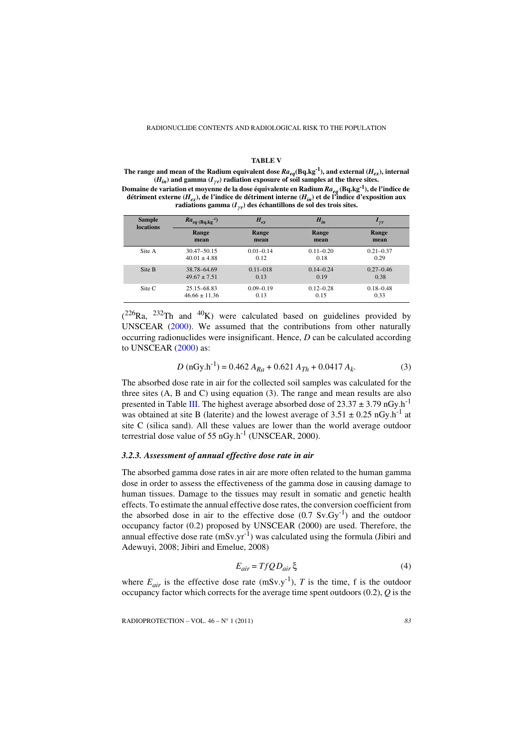**TABLE V**

**The range and mean of the Radium equivalent dose $Ra_{eq}$(Bq.kg$^{-1}$), and external ($H_{ex}$), internal ($H_{in}$) and gamma ($I_{\gamma r}$) radiation exposure of soil samples at the three sites.**

**Domaine de variation et moyenne de la dose équivalente en Radium $Ra_{eq}$ (Bq.kg$^{-1}$), de l'indice de détriment externe ($H_{ex}$), de l'indice de détriment interne ($H_{in}$) et de l'indice d'exposition aux radiations gamma ($I_{\gamma r}$) des échantillons de sol des trois sites.**

| Sample locations | $Ra_{eq}$ (Bq.kg$^{-1}$) | $H_{ex}$ | $H_{in}$ | $I_{\gamma r}$ |
|---|---|---|---|---|
| | Range mean | Range mean | Range mean | Range mean |
| Site A | 30.47–50.15<br>40.01 ± 4.88 | 0.01–0.14<br>0.12 | 0.11–0.20<br>0.18 | 0.21–0.37<br>0.29 |
| Site B | 38.78–64.69<br>49.67 ± 7.51 | 0.11–018<br>0.13 | 0.14–0.24<br>0.19 | 0.27–0.46<br>0.38 |
| Site C | 25.15–68.83<br>46.66 ± 11.36 | 0.09–0.19<br>0.13 | 0.12–0.28<br>0.15 | 0.18–0.48<br>0.33 |

($^{226}Ra$, $^{232}Th$ and $^{40}K$) were calculated based on guidelines provided by UNSCEAR (2000). We assumed that the contributions from other naturally occurring radionuclides were insignificant. Hence, $D$ can be calculated according to UNSCEAR (2000) as:

$$D\ (\text{nGy.h}^{-1}) = 0.462\ A_{Ra} + 0.621\ A_{Th} + 0.0417\ A_{k}. \tag{3}$$

The absorbed dose rate in air for the collected soil samples was calculated for the three sites (A, B and C) using equation (3). The range and mean results are also presented in Table III. The highest average absorbed dose of 23.37 ± 3.79 nGy.h$^{-1}$ was obtained at site B (laterite) and the lowest average of 3.51 ± 0.25 nGy.h$^{-1}$ at site C (silica sand). All these values are lower than the world average outdoor terrestrial dose value of 55 nGy.h$^{-1}$ (UNSCEAR, 2000).

### *3.2.3. Assessment of annual effective dose rate in air*

The absorbed gamma dose rates in air are more often related to the human gamma dose in order to assess the effectiveness of the gamma dose in causing damage to human tissues. Damage to the tissues may result in somatic and genetic health effects. To estimate the annual effective dose rates, the conversion coefficient from the absorbed dose in air to the effective dose (0.7 Sv.Gy$^{-1}$) and the outdoor occupancy factor (0.2) proposed by UNSCEAR (2000) are used. Therefore, the annual effective dose rate (mSv.yr$^{-1}$) was calculated using the formula (Jibiri and Adewuyi, 2008; Jibiri and Emelue, 2008)

$$E_{air} = T f Q D_{air}\, \xi \tag{4}$$

where $E_{air}$ is the effective dose rate (mSv.y$^{-1}$), $T$ is the time, f is the outdoor occupancy factor which corrects for the average time spent outdoors (0.2), $Q$ is the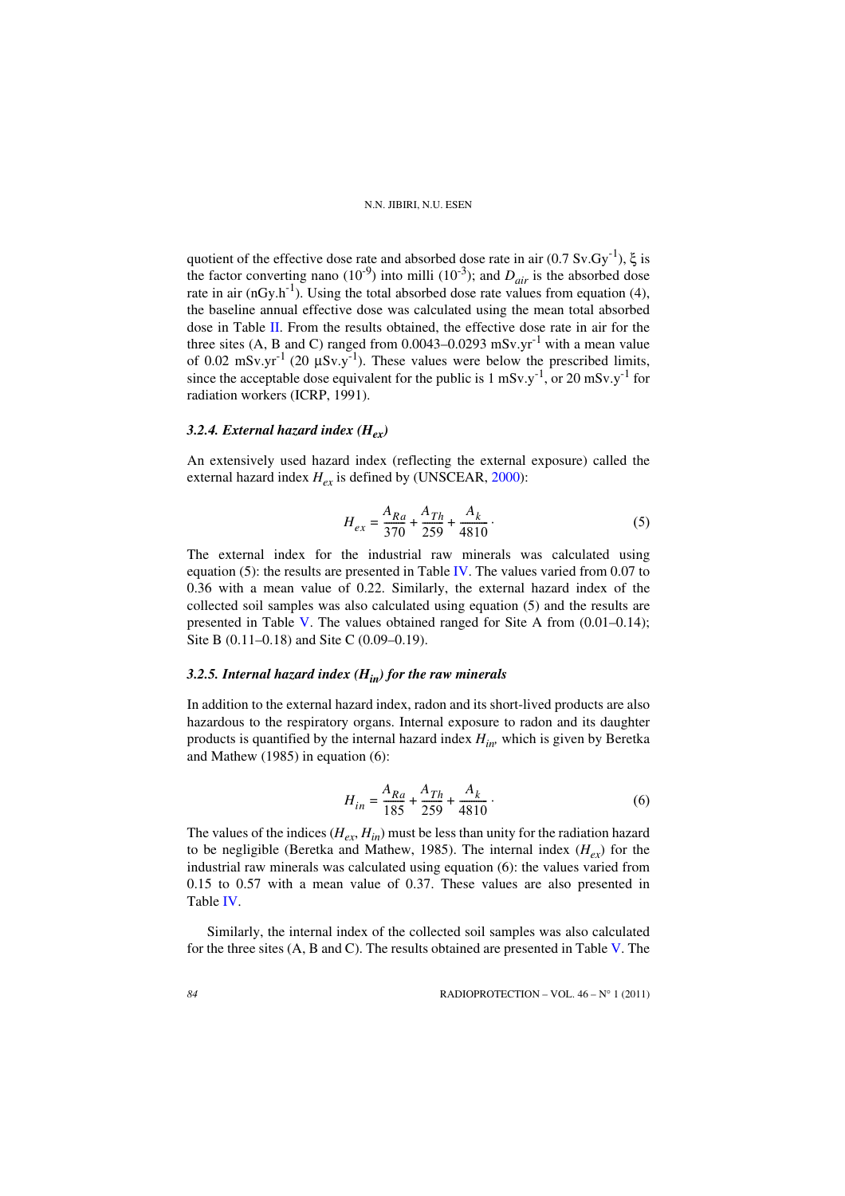quotient of the effective dose rate and absorbed dose rate in air (0.7 $Sv.Gy^{-1}$), $\xi$ is the factor converting nano ($10^{-9}$) into milli ($10^{-3}$); and $D_{air}$ is the absorbed dose rate in air ($nGy.h^{-1}$). Using the total absorbed dose rate values from equation (4), the baseline annual effective dose was calculated using the mean total absorbed dose in Table II. From the results obtained, the effective dose rate in air for the three sites (A, B and C) ranged from 0.0043–0.0293 $mSv.yr^{-1}$ with a mean value of 0.02 $mSv.yr^{-1}$ (20 $\mu Sv.y^{-1}$). These values were below the prescribed limits, since the acceptable dose equivalent for the public is 1 $mSv.y^{-1}$, or 20 $mSv.y^{-1}$ for radiation workers (ICRP, 1991).

### 3.2.4. External hazard index ($H_{ex}$)

An extensively used hazard index (reflecting the external exposure) called the external hazard index $H_{ex}$ is defined by (UNSCEAR, 2000):

$$H_{ex} = \frac{A_{Ra}}{370} + \frac{A_{Th}}{259} + \frac{A_k}{4810} \cdot \tag{5}$$

The external index for the industrial raw minerals was calculated using equation (5): the results are presented in Table IV. The values varied from 0.07 to 0.36 with a mean value of 0.22. Similarly, the external hazard index of the collected soil samples was also calculated using equation (5) and the results are presented in Table V. The values obtained ranged for Site A from (0.01–0.14); Site B (0.11–0.18) and Site C (0.09–0.19).

### 3.2.5. Internal hazard index ($H_{in}$) for the raw minerals

In addition to the external hazard index, radon and its short-lived products are also hazardous to the respiratory organs. Internal exposure to radon and its daughter products is quantified by the internal hazard index $H_{in}$, which is given by Beretka and Mathew (1985) in equation (6):

$$H_{in} = \frac{A_{Ra}}{185} + \frac{A_{Th}}{259} + \frac{A_k}{4810} \cdot \tag{6}$$

The values of the indices ($H_{ex}$, $H_{in}$) must be less than unity for the radiation hazard to be negligible (Beretka and Mathew, 1985). The internal index ($H_{ex}$) for the industrial raw minerals was calculated using equation (6): the values varied from 0.15 to 0.57 with a mean value of 0.37. These values are also presented in Table IV.

Similarly, the internal index of the collected soil samples was also calculated for the three sites (A, B and C). The results obtained are presented in Table V. The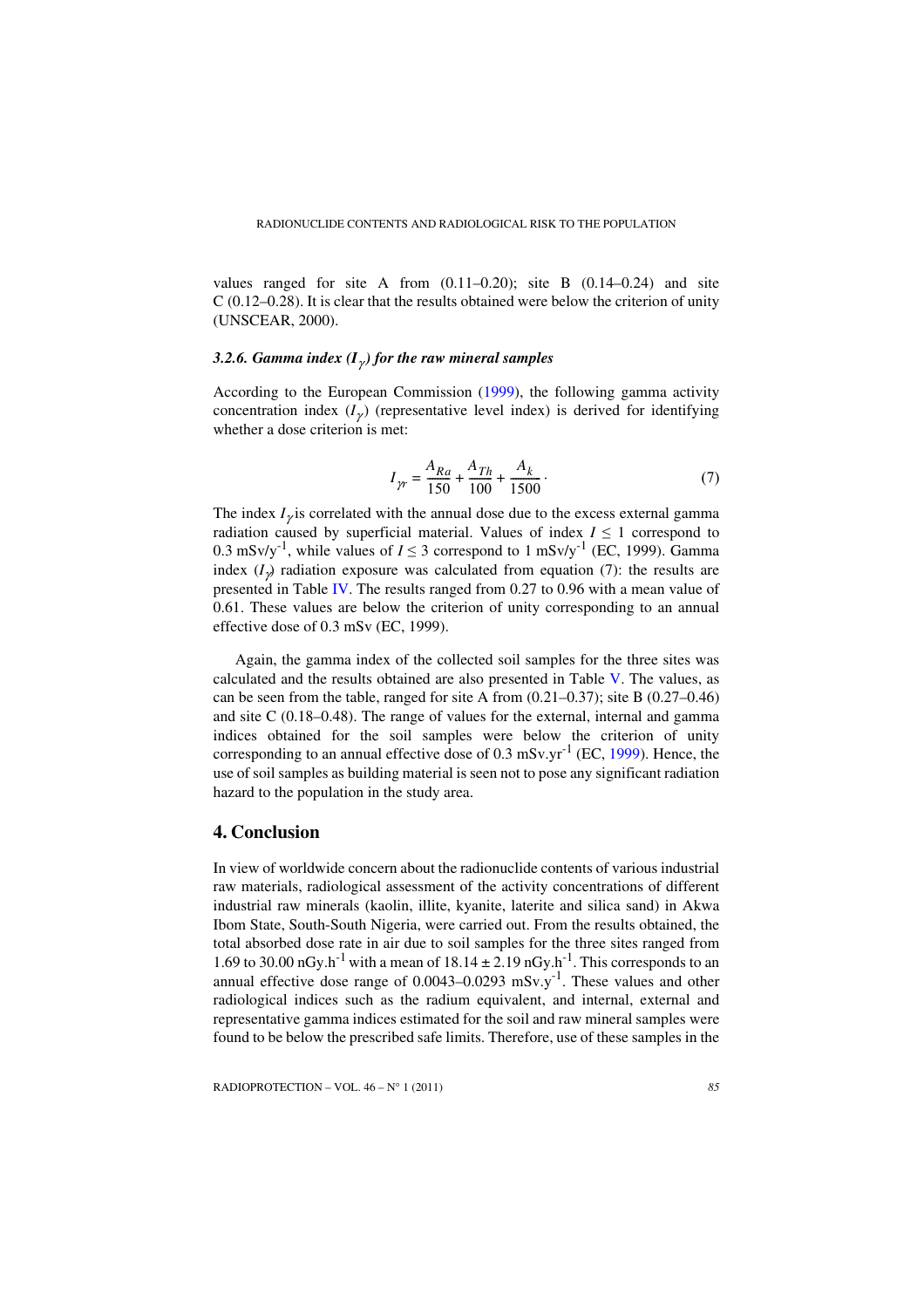values ranged for site A from (0.11–0.20); site B (0.14–0.24) and site C (0.12–0.28). It is clear that the results obtained were below the criterion of unity (UNSCEAR, 2000).

### *3.2.6. Gamma index ($I_\gamma$) for the raw mineral samples*

According to the European Commission (1999), the following gamma activity concentration index ($I_\gamma$) (representative level index) is derived for identifying whether a dose criterion is met:

$$I_{\gamma r} = \frac{A_{Ra}}{150} + \frac{A_{Th}}{100} + \frac{A_k}{1500} \cdot \tag{7}$$

The index $I_\gamma$ is correlated with the annual dose due to the excess external gamma radiation caused by superficial material. Values of index $I \leq 1$ correspond to 0.3 $mSv/y^{-1}$, while values of $I \leq 3$ correspond to 1 $mSv/y^{-1}$ (EC, 1999). Gamma index ($I_\gamma$) radiation exposure was calculated from equation (7): the results are presented in Table IV. The results ranged from 0.27 to 0.96 with a mean value of 0.61. These values are below the criterion of unity corresponding to an annual effective dose of 0.3 mSv (EC, 1999).

Again, the gamma index of the collected soil samples for the three sites was calculated and the results obtained are also presented in Table V. The values, as can be seen from the table, ranged for site A from (0.21–0.37); site B (0.27–0.46) and site C (0.18–0.48). The range of values for the external, internal and gamma indices obtained for the soil samples were below the criterion of unity corresponding to an annual effective dose of 0.3 $mSv.yr^{-1}$ (EC, 1999). Hence, the use of soil samples as building material is seen not to pose any significant radiation hazard to the population in the study area.

## 4. Conclusion

In view of worldwide concern about the radionuclide contents of various industrial raw materials, radiological assessment of the activity concentrations of different industrial raw minerals (kaolin, illite, kyanite, laterite and silica sand) in Akwa Ibom State, South-South Nigeria, were carried out. From the results obtained, the total absorbed dose rate in air due to soil samples for the three sites ranged from 1.69 to 30.00 $nGy.h^{-1}$ with a mean of $18.14 \pm 2.19$ $nGy.h^{-1}$. This corresponds to an annual effective dose range of 0.0043–0.0293 $mSv.y^{-1}$. These values and other radiological indices such as the radium equivalent, and internal, external and representative gamma indices estimated for the soil and raw mineral samples were found to be below the prescribed safe limits. Therefore, use of these samples in the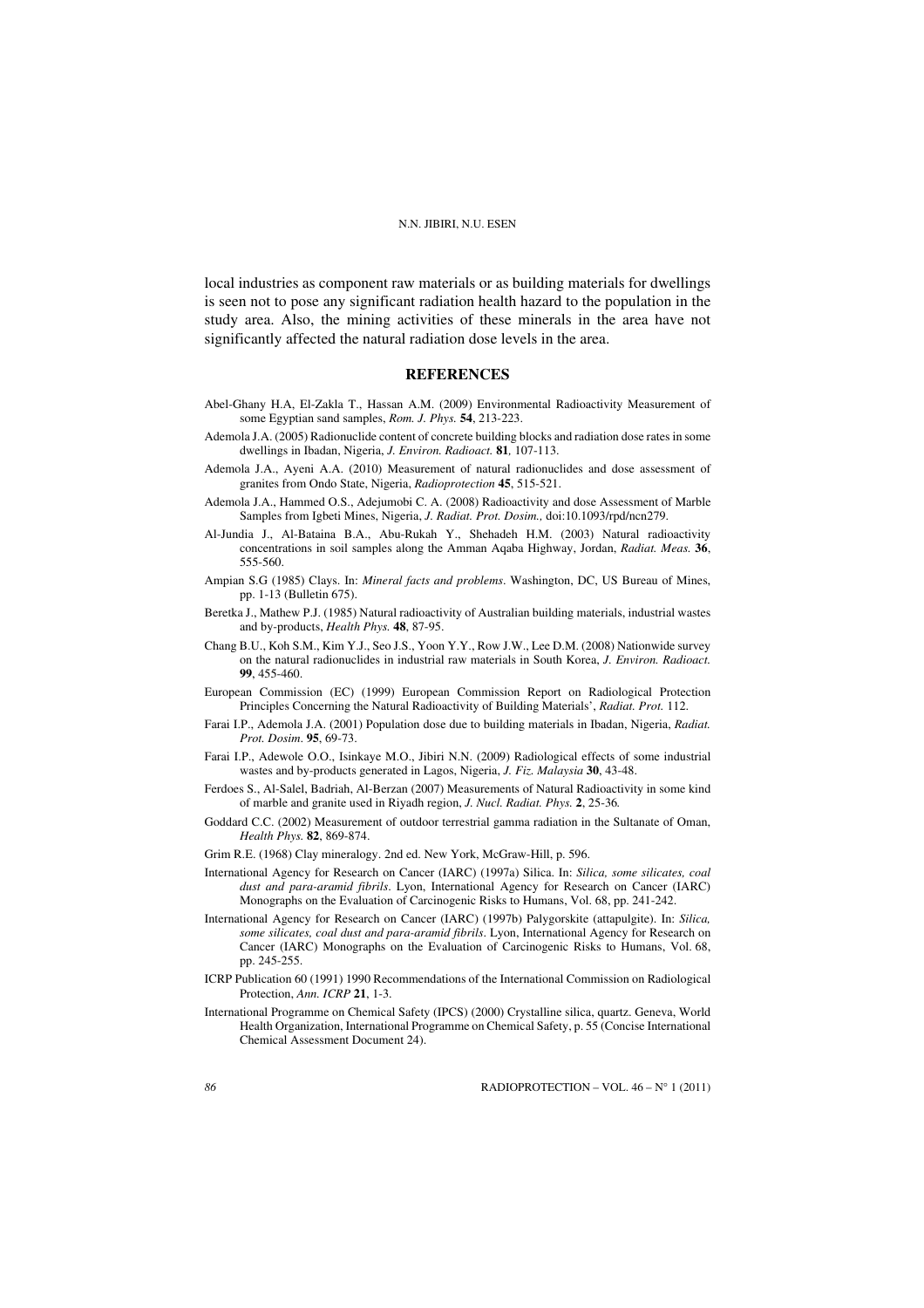local industries as component raw materials or as building materials for dwellings is seen not to pose any significant radiation health hazard to the population in the study area. Also, the mining activities of these minerals in the area have not significantly affected the natural radiation dose levels in the area.

## REFERENCES

Abel-Ghany H.A, El-Zakla T., Hassan A.M. (2009) Environmental Radioactivity Measurement of some Egyptian sand samples, *Rom. J. Phys.* **54**, 213-223.

Ademola J.A. (2005) Radionuclide content of concrete building blocks and radiation dose rates in some dwellings in Ibadan, Nigeria, *J. Environ. Radioact.* **81**, 107-113.

Ademola J.A., Ayeni A.A. (2010) Measurement of natural radionuclides and dose assessment of granites from Ondo State, Nigeria, *Radioprotection* **45**, 515-521.

Ademola J.A., Hammed O.S., Adejumobi C. A. (2008) Radioactivity and dose Assessment of Marble Samples from Igbeti Mines, Nigeria, *J. Radiat. Prot. Dosim.,* doi:10.1093/rpd/ncn279.

Al-Jundia J., Al-Bataina B.A., Abu-Rukah Y., Shehadeh H.M. (2003) Natural radioactivity concentrations in soil samples along the Amman Aqaba Highway, Jordan, *Radiat. Meas.* **36**, 555-560.

Ampian S.G (1985) Clays. In: *Mineral facts and problems*. Washington, DC, US Bureau of Mines, pp. 1-13 (Bulletin 675).

Beretka J., Mathew P.J. (1985) Natural radioactivity of Australian building materials, industrial wastes and by-products, *Health Phys.* **48**, 87-95.

Chang B.U., Koh S.M., Kim Y.J., Seo J.S., Yoon Y.Y., Row J.W., Lee D.M. (2008) Nationwide survey on the natural radionuclides in industrial raw materials in South Korea, *J. Environ. Radioact.* **99**, 455-460.

European Commission (EC) (1999) European Commission Report on Radiological Protection Principles Concerning the Natural Radioactivity of Building Materials', *Radiat. Prot.* 112.

Farai I.P., Ademola J.A. (2001) Population dose due to building materials in Ibadan, Nigeria, *Radiat. Prot. Dosim*. **95**, 69-73.

Farai I.P., Adewole O.O., Isinkaye M.O., Jibiri N.N. (2009) Radiological effects of some industrial wastes and by-products generated in Lagos, Nigeria, *J. Fiz. Malaysia* **30**, 43-48.

Ferdoes S., Al-Salel, Badriah, Al-Berzan (2007) Measurements of Natural Radioactivity in some kind of marble and granite used in Riyadh region, *J. Nucl. Radiat. Phys.* **2**, 25-36*.*

Goddard C.C. (2002) Measurement of outdoor terrestrial gamma radiation in the Sultanate of Oman, *Health Phys.* **82**, 869-874.

Grim R.E. (1968) Clay mineralogy. 2nd ed. New York, McGraw-Hill, p. 596.

International Agency for Research on Cancer (IARC) (1997a) Silica. In: *Silica, some silicates, coal dust and para-aramid fibrils*. Lyon, International Agency for Research on Cancer (IARC) Monographs on the Evaluation of Carcinogenic Risks to Humans, Vol. 68, pp. 241-242.

International Agency for Research on Cancer (IARC) (1997b) Palygorskite (attapulgite). In: *Silica, some silicates, coal dust and para-aramid fibrils*. Lyon, International Agency for Research on Cancer (IARC) Monographs on the Evaluation of Carcinogenic Risks to Humans, Vol. 68, pp. 245-255.

ICRP Publication 60 (1991) 1990 Recommendations of the International Commission on Radiological Protection, *Ann. ICRP* **21**, 1-3.

International Programme on Chemical Safety (IPCS) (2000) Crystalline silica, quartz. Geneva, World Health Organization, International Programme on Chemical Safety, p. 55 (Concise International Chemical Assessment Document 24).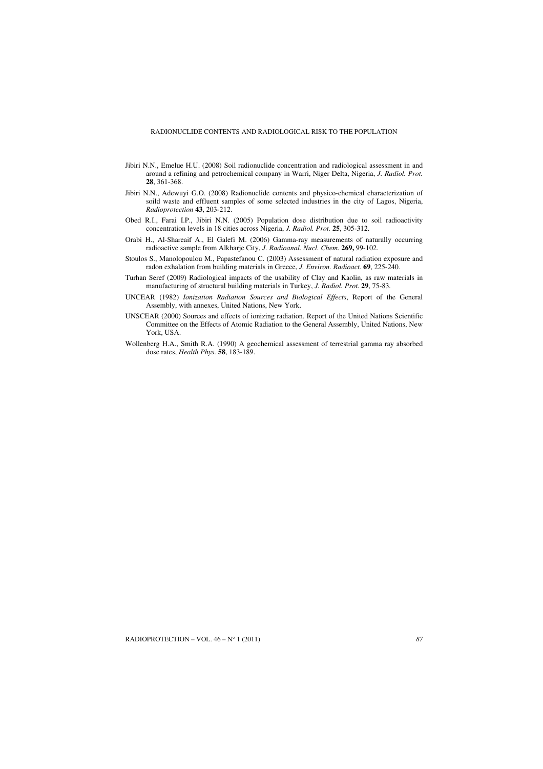Jibiri N.N., Emelue H.U. (2008) Soil radionuclide concentration and radiological assessment in and around a refining and petrochemical company in Warri, Niger Delta, Nigeria, *J. Radiol. Prot.* **28**, 361-368.

Jibiri N.N., Adewuyi G.O. (2008) Radionuclide contents and physico-chemical characterization of soild waste and effluent samples of some selected industries in the city of Lagos, Nigeria, *Radioprotection* **43**, 203-212.

Obed R.I., Farai I.P., Jibiri N.N. (2005) Population dose distribution due to soil radioactivity concentration levels in 18 cities across Nigeria, *J. Radiol. Prot.* **25**, 305-312.

Orabi H., Al-Shareaif A., El Galefi M. (2006) Gamma-ray measurements of naturally occurring radioactive sample from Alkharje City, *J. Radioanal. Nucl. Chem.* **269,** 99-102.

Stoulos S., Manolopoulou M., Papastefanou C. (2003) Assessment of natural radiation exposure and radon exhalation from building materials in Greece, *J. Environ. Radioact.* **69**, 225-240.

Turhan Seref (2009) Radiological impacts of the usability of Clay and Kaolin, as raw materials in manufacturing of structural building materials in Turkey, *J. Radiol. Prot.* **29**, 75-83.

UNCEAR (1982) *Ionization Radiation Sources and Biological Effects*, Report of the General Assembly, with annexes, United Nations, New York.

UNSCEAR (2000) Sources and effects of ionizing radiation. Report of the United Nations Scientific Committee on the Effects of Atomic Radiation to the General Assembly, United Nations, New York, USA.

Wollenberg H.A., Smith R.A. (1990) A geochemical assessment of terrestrial gamma ray absorbed dose rates, *Health Phys.* **58**, 183-189.